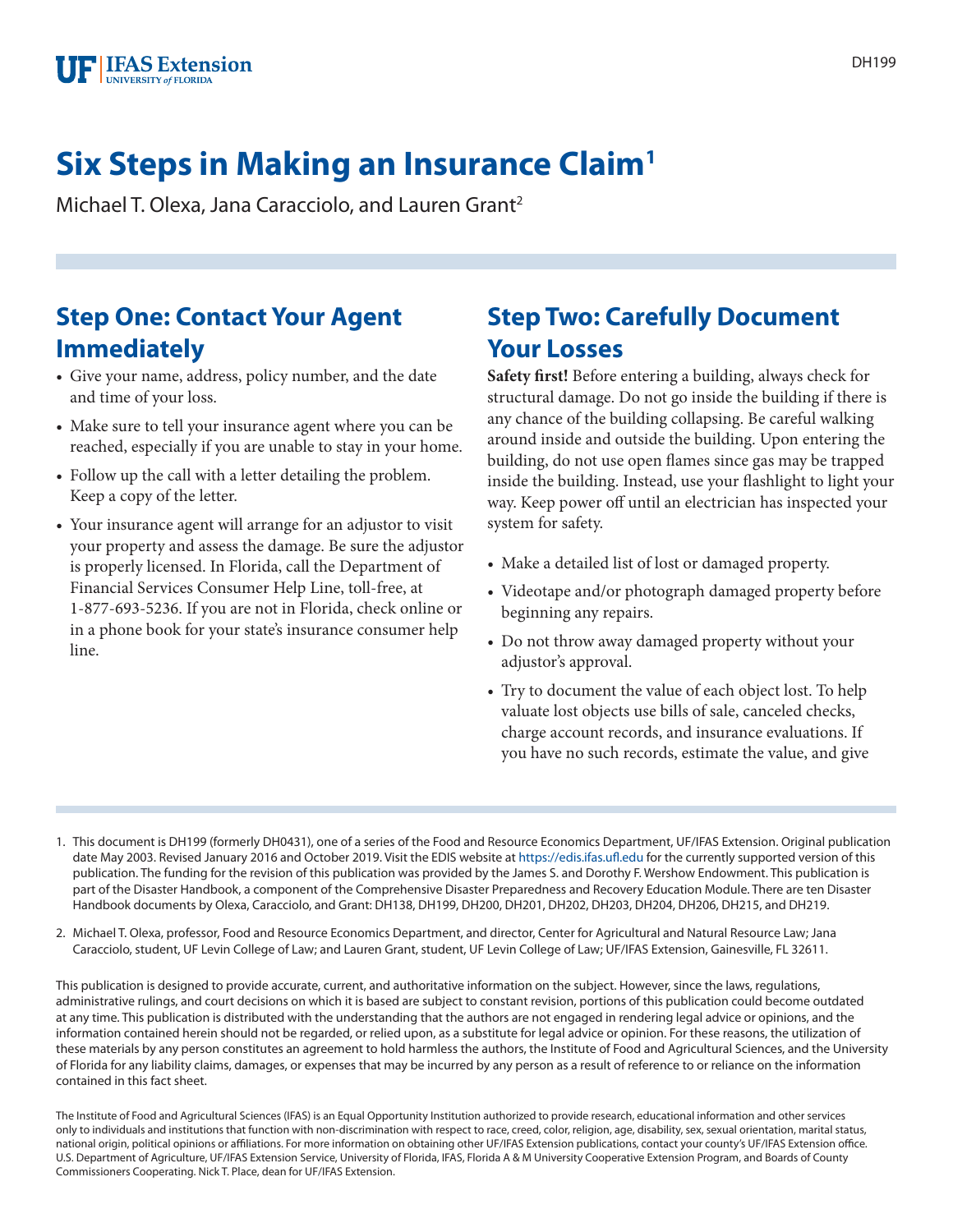# Six Steps in Making an Insurance Claim[1]

Michael T. Olexa, Jana Caracciolo, and Lauren Grant[2]

## Step One: Contact Your Agent Immediately

- Give your name, address, policy number, and the date and time of your loss.
- Make sure to tell your insurance agent where you can be reached, especially if you are unable to stay in your home.
- Follow up the call with a letter detailing the problem. Keep a copy of the letter.
- Your insurance agent will arrange for an adjustor to visit your property and assess the damage. Be sure the adjustor is properly licensed. In Florida, call the Department of Financial Services Consumer Help Line, toll-free, at 1-877-693-5236. If you are not in Florida, check online or in a phone book for your state's insurance consumer help line.

## Step Two: Carefully Document Your Losses

**Safety first!** Before entering a building, always check for structural damage. Do not go inside the building if there is any chance of the building collapsing. Be careful walking around inside and outside the building. Upon entering the building, do not use open flames since gas may be trapped inside the building. Instead, use your flashlight to light your way. Keep power off until an electrician has inspected your system for safety.

- Make a detailed list of lost or damaged property.
- Videotape and/or photograph damaged property before beginning any repairs.
- Do not throw away damaged property without your adjustor's approval.
- Try to document the value of each object lost. To help valuate lost objects use bills of sale, canceled checks, charge account records, and insurance evaluations. If you have no such records, estimate the value, and give

1. This document is DH199 (formerly DH0431), one of a series of the Food and Resource Economics Department, UF/IFAS Extension. Original publication date May 2003. Revised January 2016 and October 2019. Visit the EDIS website at https://edis.ifas.ufl.edu for the currently supported version of this publication. The funding for the revision of this publication was provided by the James S. and Dorothy F. Wershow Endowment. This publication is part of the Disaster Handbook, a component of the Comprehensive Disaster Preparedness and Recovery Education Module. There are ten Disaster Handbook documents by Olexa, Caracciolo, and Grant: DH138, DH199, DH200, DH201, DH202, DH203, DH204, DH206, DH215, and DH219.

2. Michael T. Olexa, professor, Food and Resource Economics Department, and director, Center for Agricultural and Natural Resource Law; Jana Caracciolo, student, UF Levin College of Law; and Lauren Grant, student, UF Levin College of Law; UF/IFAS Extension, Gainesville, FL 32611.

This publication is designed to provide accurate, current, and authoritative information on the subject. However, since the laws, regulations, administrative rulings, and court decisions on which it is based are subject to constant revision, portions of this publication could become outdated at any time. This publication is distributed with the understanding that the authors are not engaged in rendering legal advice or opinions, and the information contained herein should not be regarded, or relied upon, as a substitute for legal advice or opinion. For these reasons, the utilization of these materials by any person constitutes an agreement to hold harmless the authors, the Institute of Food and Agricultural Sciences, and the University of Florida for any liability claims, damages, or expenses that may be incurred by any person as a result of reference to or reliance on the information contained in this fact sheet.

The Institute of Food and Agricultural Sciences (IFAS) is an Equal Opportunity Institution authorized to provide research, educational information and other services only to individuals and institutions that function with non-discrimination with respect to race, creed, color, religion, age, disability, sex, sexual orientation, marital status, national origin, political opinions or affiliations. For more information on obtaining other UF/IFAS Extension publications, contact your county's UF/IFAS Extension office. U.S. Department of Agriculture, UF/IFAS Extension Service, University of Florida, IFAS, Florida A & M University Cooperative Extension Program, and Boards of County Commissioners Cooperating. Nick T. Place, dean for UF/IFAS Extension.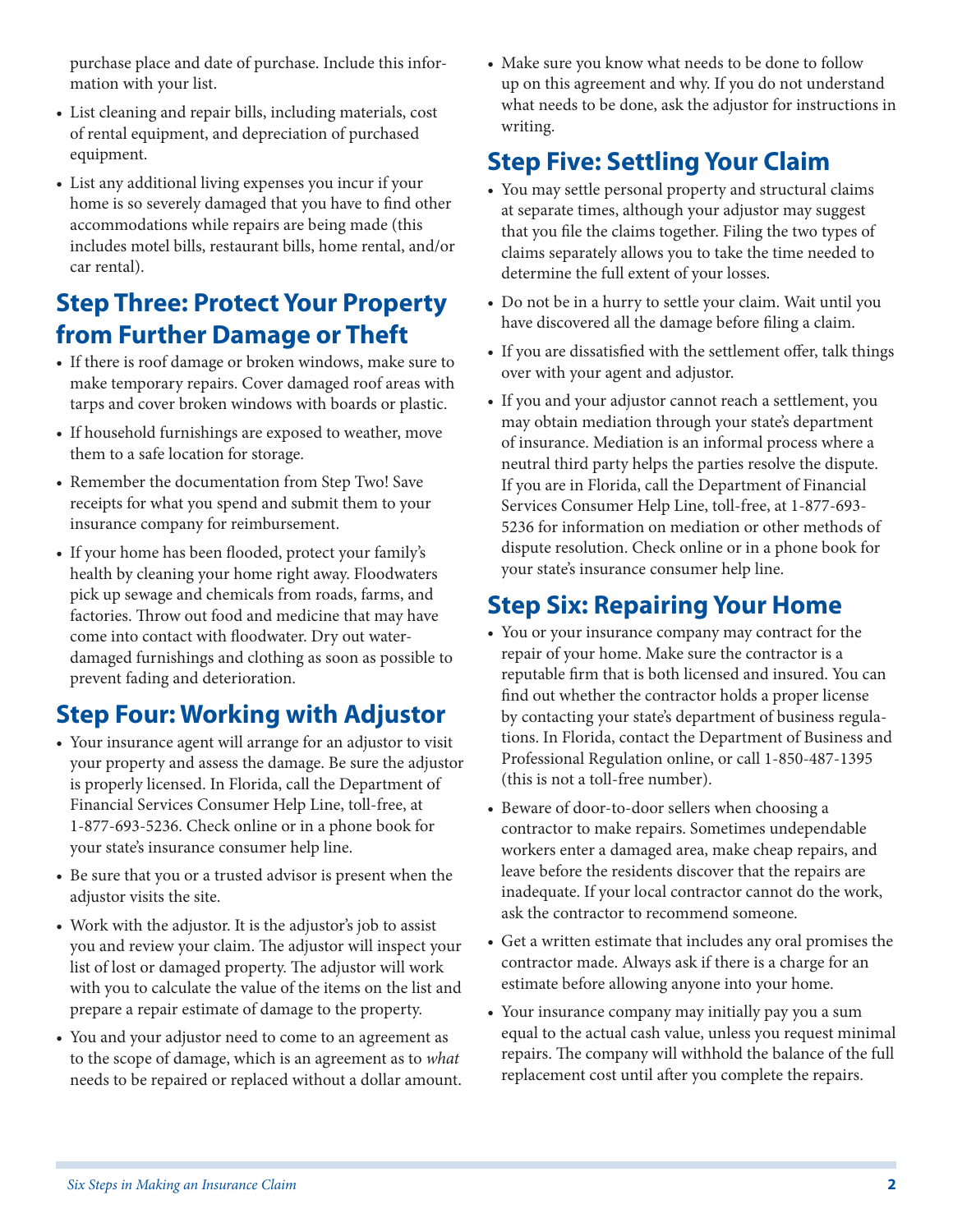purchase place and date of purchase. Include this information with your list.

- List cleaning and repair bills, including materials, cost of rental equipment, and depreciation of purchased equipment.
- List any additional living expenses you incur if your home is so severely damaged that you have to find other accommodations while repairs are being made (this includes motel bills, restaurant bills, home rental, and/or car rental).

## Step Three: Protect Your Property from Further Damage or Theft

- If there is roof damage or broken windows, make sure to make temporary repairs. Cover damaged roof areas with tarps and cover broken windows with boards or plastic.
- If household furnishings are exposed to weather, move them to a safe location for storage.
- Remember the documentation from Step Two! Save receipts for what you spend and submit them to your insurance company for reimbursement.
- If your home has been flooded, protect your family's health by cleaning your home right away. Floodwaters pick up sewage and chemicals from roads, farms, and factories. Throw out food and medicine that may have come into contact with floodwater. Dry out water-damaged furnishings and clothing as soon as possible to prevent fading and deterioration.

## Step Four: Working with Adjustor

- Your insurance agent will arrange for an adjustor to visit your property and assess the damage. Be sure the adjustor is properly licensed. In Florida, call the Department of Financial Services Consumer Help Line, toll-free, at 1-877-693-5236. Check online or in a phone book for your state's insurance consumer help line.
- Be sure that you or a trusted advisor is present when the adjustor visits the site.
- Work with the adjustor. It is the adjustor's job to assist you and review your claim. The adjustor will inspect your list of lost or damaged property. The adjustor will work with you to calculate the value of the items on the list and prepare a repair estimate of damage to the property.
- You and your adjustor need to come to an agreement as to the scope of damage, which is an agreement as to *what* needs to be repaired or replaced without a dollar amount.
- Make sure you know what needs to be done to follow up on this agreement and why. If you do not understand what needs to be done, ask the adjustor for instructions in writing.

## Step Five: Settling Your Claim

- You may settle personal property and structural claims at separate times, although your adjustor may suggest that you file the claims together. Filing the two types of claims separately allows you to take the time needed to determine the full extent of your losses.
- Do not be in a hurry to settle your claim. Wait until you have discovered all the damage before filing a claim.
- If you are dissatisfied with the settlement offer, talk things over with your agent and adjustor.
- If you and your adjustor cannot reach a settlement, you may obtain mediation through your state's department of insurance. Mediation is an informal process where a neutral third party helps the parties resolve the dispute. If you are in Florida, call the Department of Financial Services Consumer Help Line, toll-free, at 1-877-693-5236 for information on mediation or other methods of dispute resolution. Check online or in a phone book for your state's insurance consumer help line.

## Step Six: Repairing Your Home

- You or your insurance company may contract for the repair of your home. Make sure the contractor is a reputable firm that is both licensed and insured. You can find out whether the contractor holds a proper license by contacting your state's department of business regulations. In Florida, contact the Department of Business and Professional Regulation online, or call 1-850-487-1395 (this is not a toll-free number).
- Beware of door-to-door sellers when choosing a contractor to make repairs. Sometimes undependable workers enter a damaged area, make cheap repairs, and leave before the residents discover that the repairs are inadequate. If your local contractor cannot do the work, ask the contractor to recommend someone.
- Get a written estimate that includes any oral promises the contractor made. Always ask if there is a charge for an estimate before allowing anyone into your home.
- Your insurance company may initially pay you a sum equal to the actual cash value, unless you request minimal repairs. The company will withhold the balance of the full replacement cost until after you complete the repairs.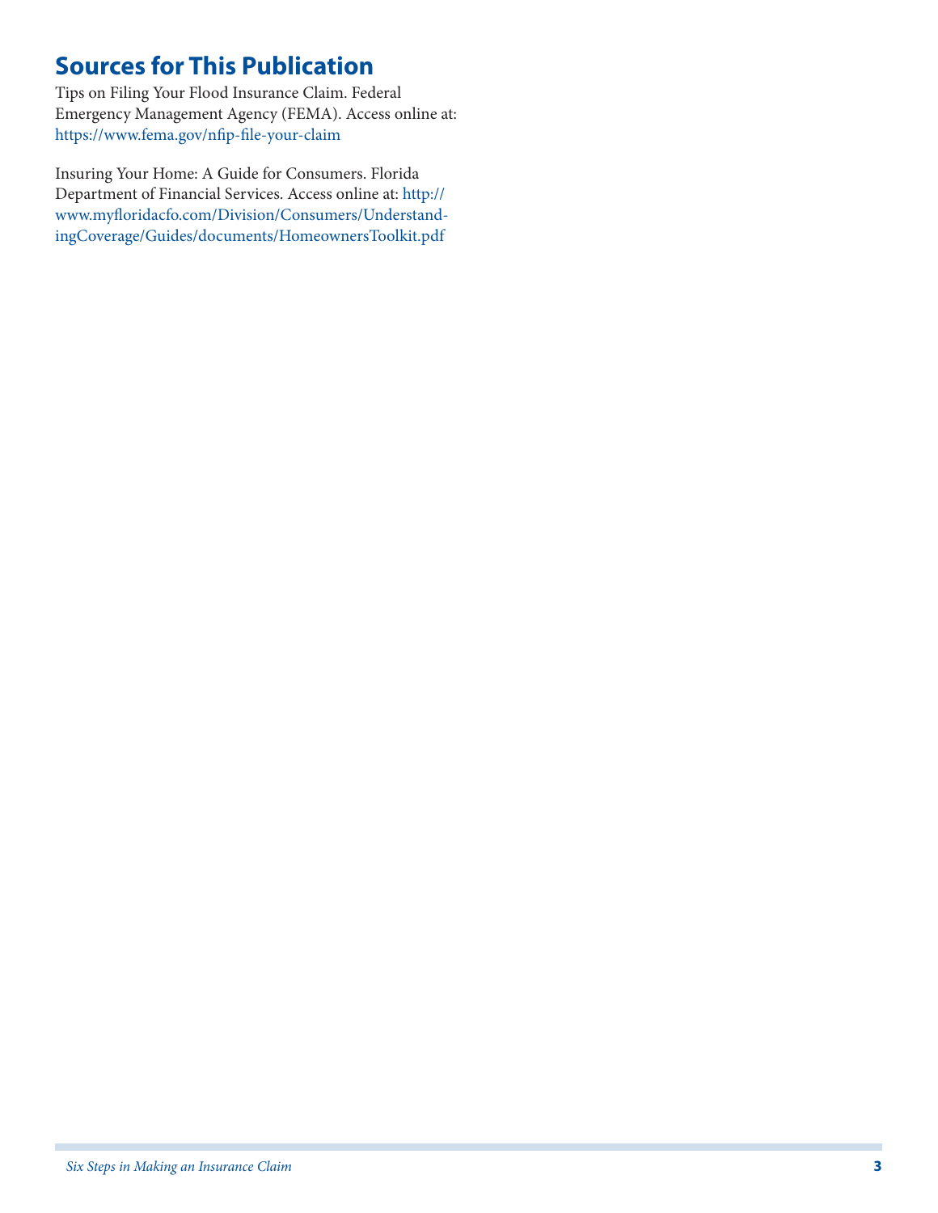## Sources for This Publication

Tips on Filing Your Flood Insurance Claim. Federal Emergency Management Agency (FEMA). Access online at: https://www.fema.gov/nfip-file-your-claim

Insuring Your Home: A Guide for Consumers. Florida Department of Financial Services. Access online at: http://www.myfloridacfo.com/Division/Consumers/UnderstandingCoverage/Guides/documents/HomeownersToolkit.pdf